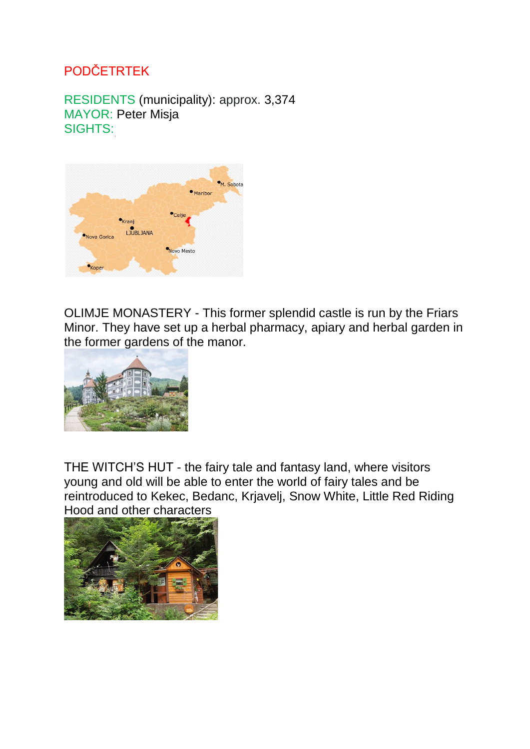# PODČETRTEK

RESIDENTS (municipality): approx. 3,374
MAYOR: Peter Misja
SIGHTS:

OLIMJE MONASTERY - This former splendid castle is run by the Friars Minor. They have set up a herbal pharmacy, apiary and herbal garden in the former gardens of the manor.

THE WITCH'S HUT - the fairy tale and fantasy land, where visitors young and old will be able to enter the world of fairy tales and be reintroduced to Kekec, Bedanc, Krjavelj, Snow White, Little Red Riding Hood and other characters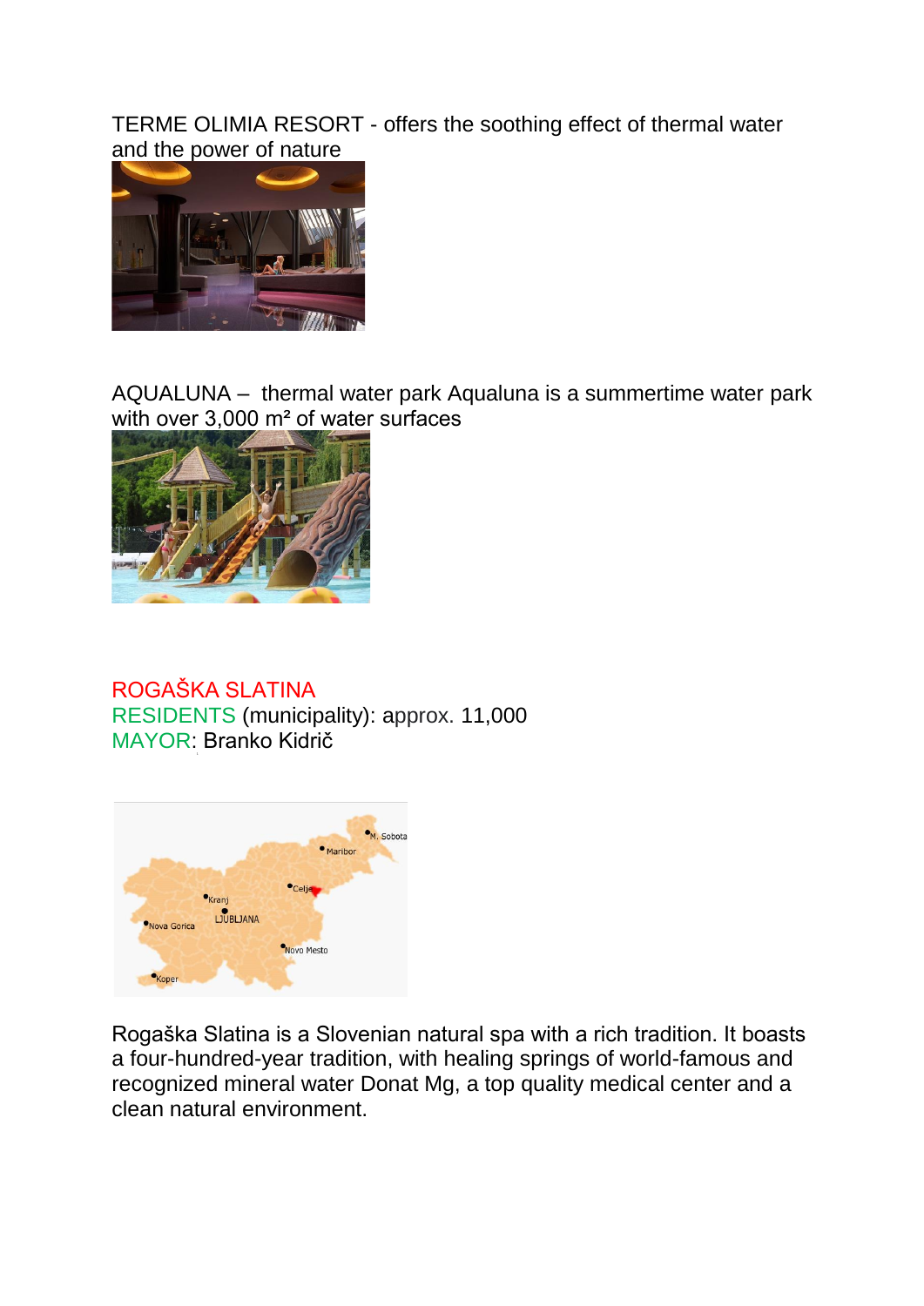TERME OLIMIA RESORT - offers the soothing effect of thermal water and the power of nature

AQUALUNA – thermal water park Aqualuna is a summertime water park with over 3,000 m² of water surfaces

ROGAŠKA SLATINA
RESIDENTS (municipality): approx. 11,000
MAYOR: Branko Kidrič

Rogaška Slatina is a Slovenian natural spa with a rich tradition. It boasts a four-hundred-year tradition, with healing springs of world-famous and recognized mineral water Donat Mg, a top quality medical center and a clean natural environment.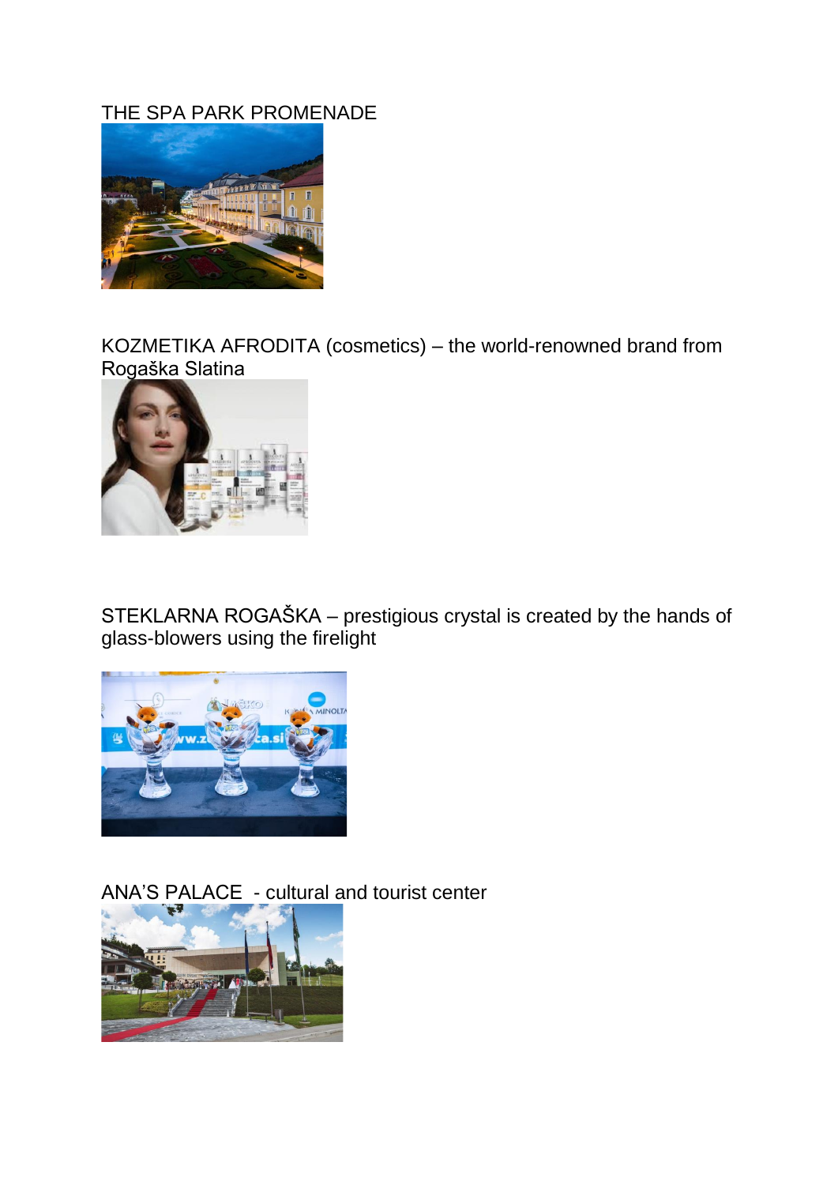THE SPA PARK PROMENADE

KOZMETIKA AFRODITA (cosmetics) – the world-renowned brand from Rogaška Slatina

STEKLARNA ROGAŠKA – prestigious crystal is created by the hands of glass-blowers using the firelight

ANA'S PALACE - cultural and tourist center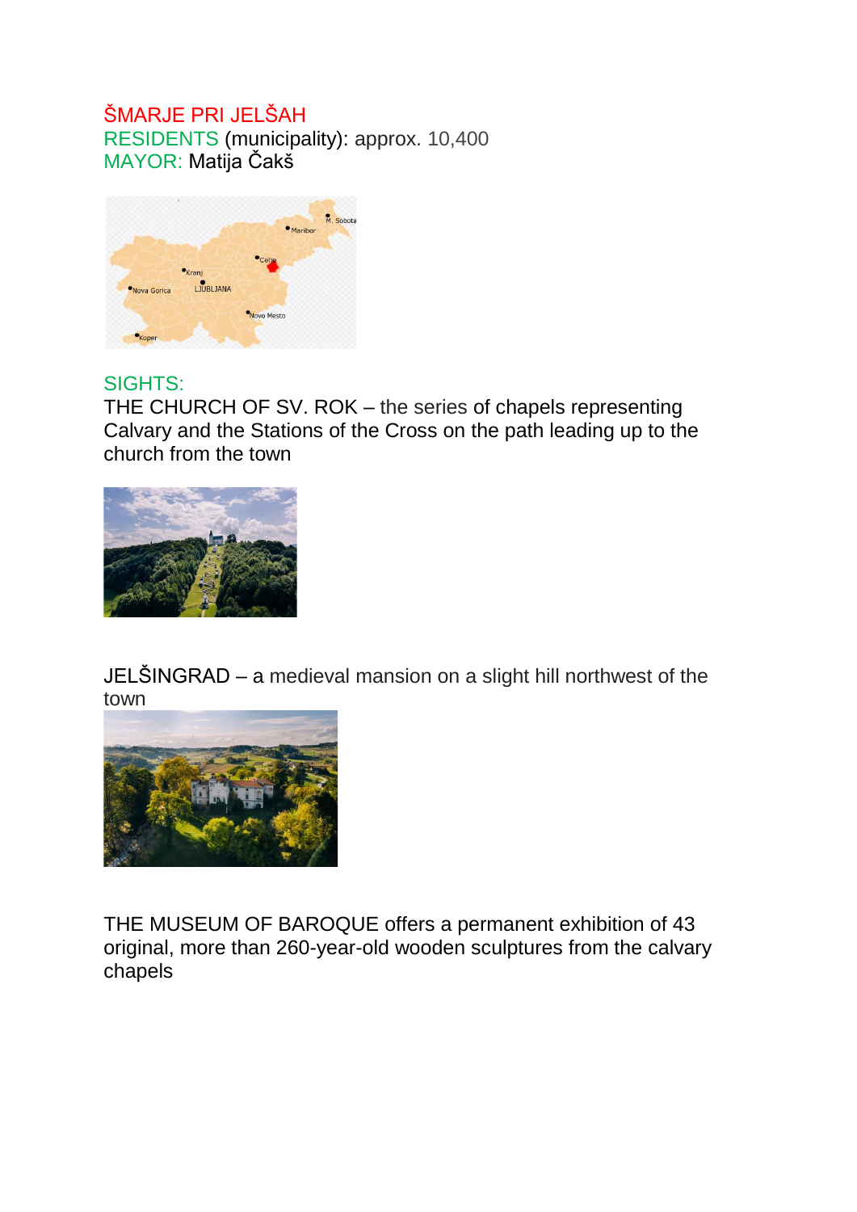ŠMARJE PRI JELŠAH

RESIDENTS (municipality): approx. 10,400

MAYOR: Matija Čakš

SIGHTS:

THE CHURCH OF SV. ROK – the series of chapels representing Calvary and the Stations of the Cross on the path leading up to the church from the town

JELŠINGRAD – a medieval mansion on a slight hill northwest of the town

THE MUSEUM OF BAROQUE offers a permanent exhibition of 43 original, more than 260-year-old wooden sculptures from the calvary chapels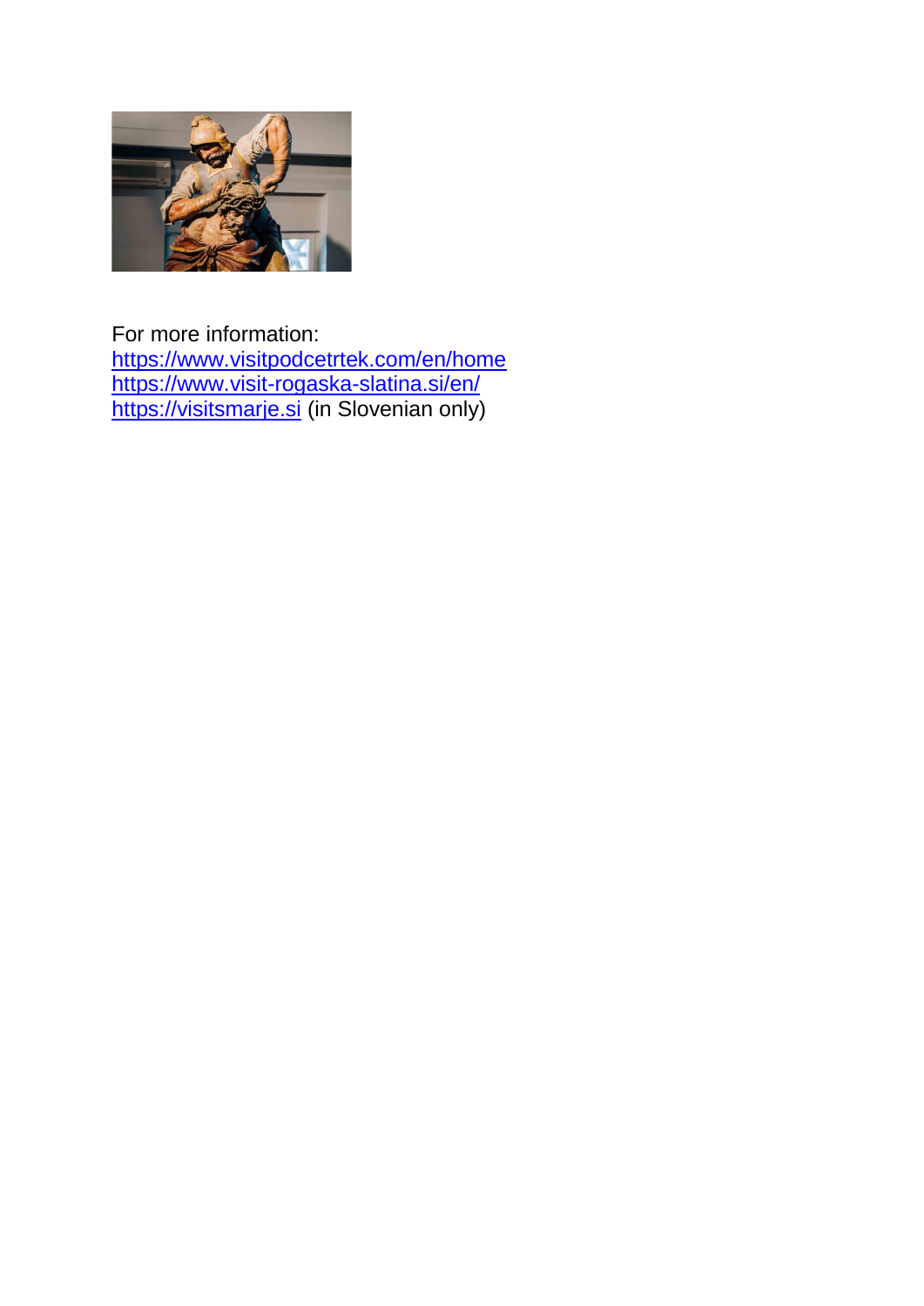For more information:
https://www.visitpodcetrtek.com/en/home
https://www.visit-rogaska-slatina.si/en/
https://visitsmarje.si (in Slovenian only)